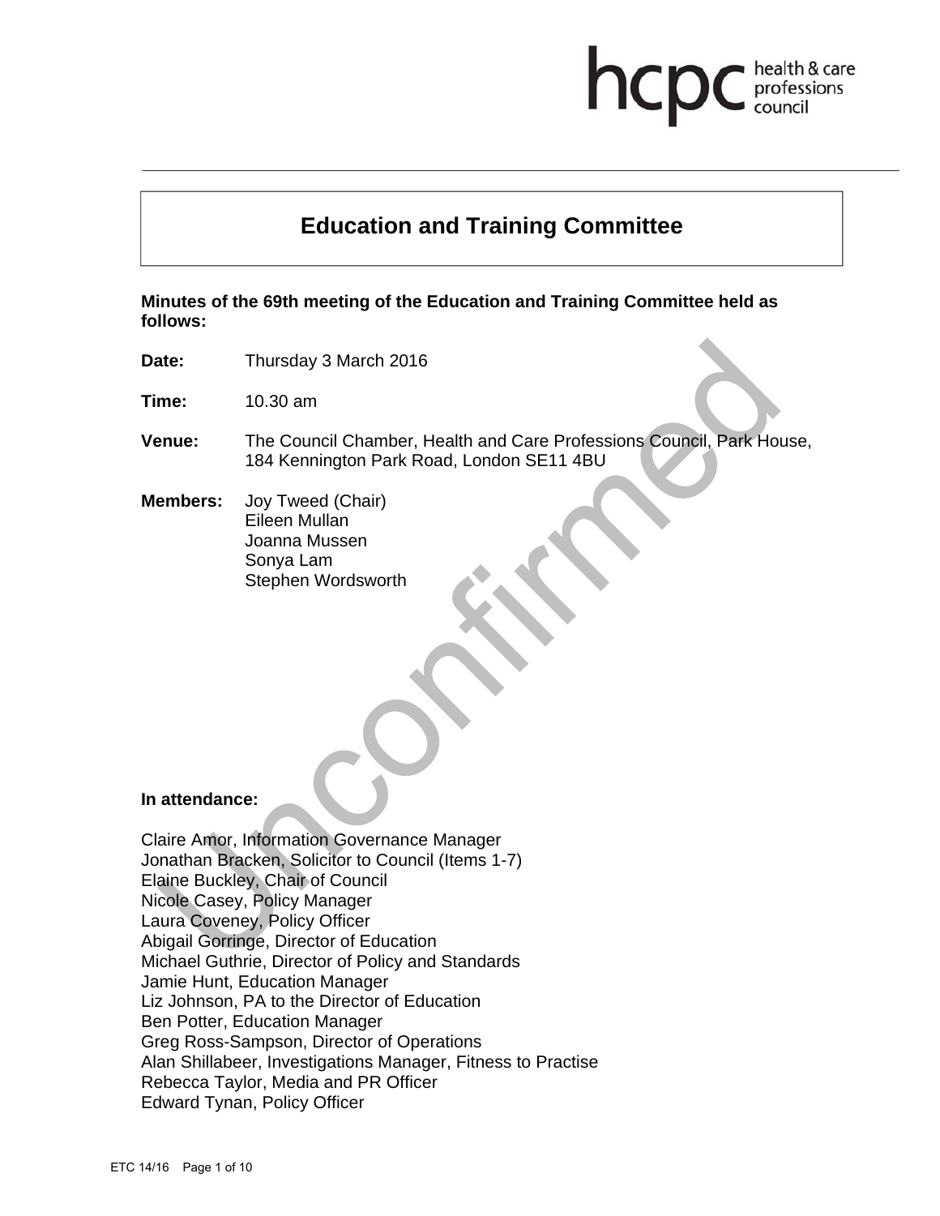# Education and Training Committee

**Minutes of the 69th meeting of the Education and Training Committee held as follows:**

**Date:** Thursday 3 March 2016

**Time:** 10.30 am

**Venue:** The Council Chamber, Health and Care Professions Council, Park House, 184 Kennington Park Road, London SE11 4BU

**Members:** Joy Tweed (Chair)
Eileen Mullan
Joanna Mussen
Sonya Lam
Stephen Wordsworth

**In attendance:**

Claire Amor, Information Governance Manager
Jonathan Bracken, Solicitor to Council (Items 1-7)
Elaine Buckley, Chair of Council
Nicole Casey, Policy Manager
Laura Coveney, Policy Officer
Abigail Gorringe, Director of Education
Michael Guthrie, Director of Policy and Standards
Jamie Hunt, Education Manager
Liz Johnson, PA to the Director of Education
Ben Potter, Education Manager
Greg Ross-Sampson, Director of Operations
Alan Shillabeer, Investigations Manager, Fitness to Practise
Rebecca Taylor, Media and PR Officer
Edward Tynan, Policy Officer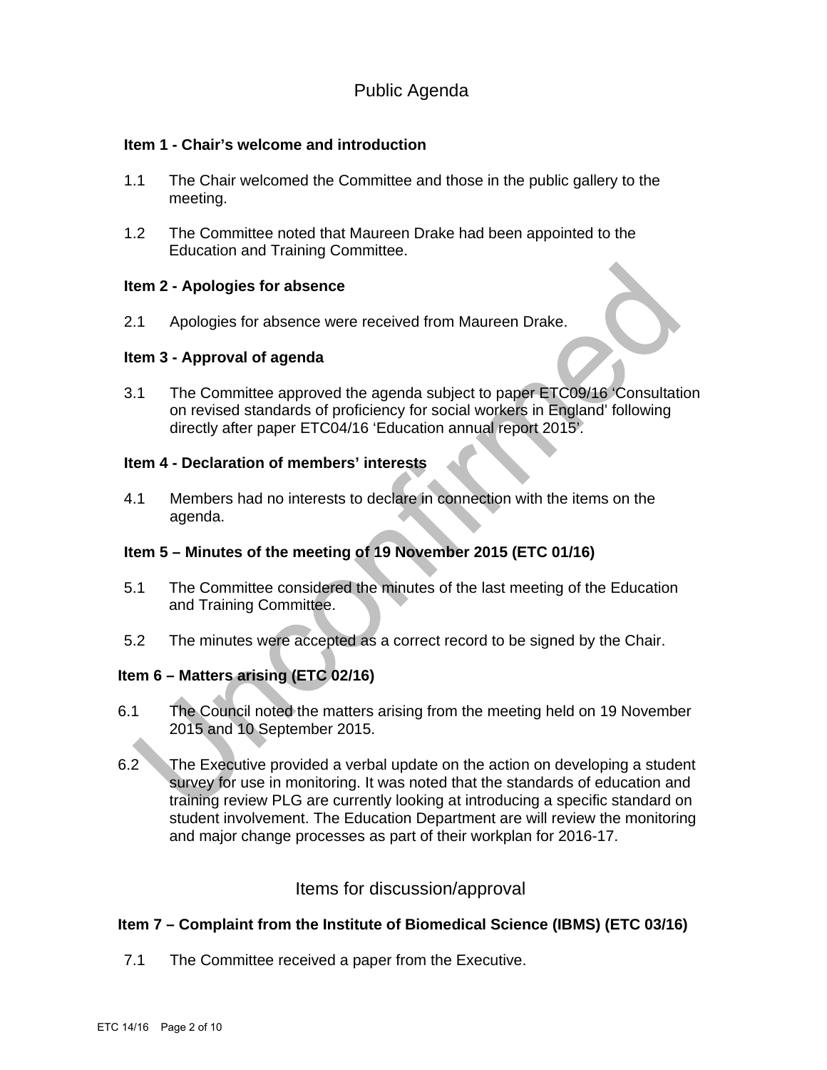## Public Agenda

**Item 1 - Chair's welcome and introduction**

1.1 The Chair welcomed the Committee and those in the public gallery to the meeting.

1.2 The Committee noted that Maureen Drake had been appointed to the Education and Training Committee.

**Item 2 - Apologies for absence**

2.1 Apologies for absence were received from Maureen Drake.

**Item 3 - Approval of agenda**

3.1 The Committee approved the agenda subject to paper ETC09/16 'Consultation on revised standards of proficiency for social workers in England' following directly after paper ETC04/16 'Education annual report 2015'.

**Item 4 - Declaration of members' interests**

4.1 Members had no interests to declare in connection with the items on the agenda.

**Item 5 – Minutes of the meeting of 19 November 2015 (ETC 01/16)**

5.1 The Committee considered the minutes of the last meeting of the Education and Training Committee.

5.2 The minutes were accepted as a correct record to be signed by the Chair.

**Item 6 – Matters arising (ETC 02/16)**

6.1 The Council noted the matters arising from the meeting held on 19 November 2015 and 10 September 2015.

6.2 The Executive provided a verbal update on the action on developing a student survey for use in monitoring. It was noted that the standards of education and training review PLG are currently looking at introducing a specific standard on student involvement. The Education Department are will review the monitoring and major change processes as part of their workplan for 2016-17.

## Items for discussion/approval

**Item 7 – Complaint from the Institute of Biomedical Science (IBMS) (ETC 03/16)**

7.1 The Committee received a paper from the Executive.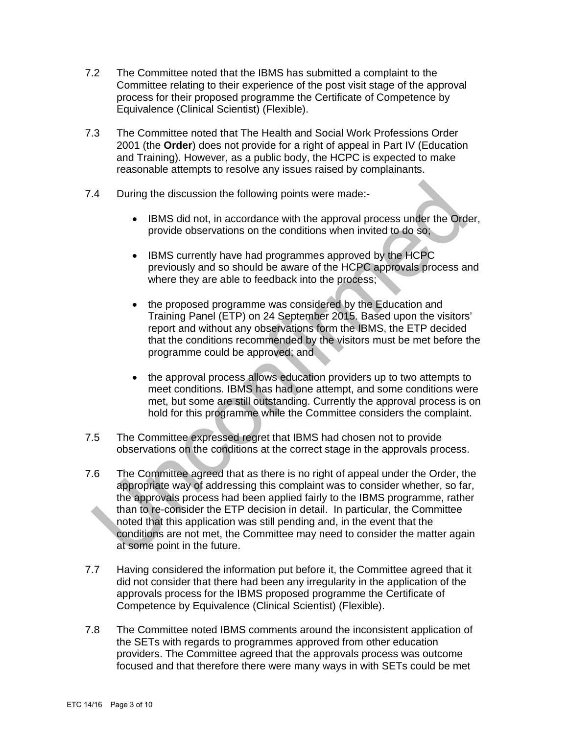7.2 The Committee noted that the IBMS has submitted a complaint to the Committee relating to their experience of the post visit stage of the approval process for their proposed programme the Certificate of Competence by Equivalence (Clinical Scientist) (Flexible).

7.3 The Committee noted that The Health and Social Work Professions Order 2001 (the **Order**) does not provide for a right of appeal in Part IV (Education and Training). However, as a public body, the HCPC is expected to make reasonable attempts to resolve any issues raised by complainants.

7.4 During the discussion the following points were made:-

- IBMS did not, in accordance with the approval process under the Order, provide observations on the conditions when invited to do so;
- IBMS currently have had programmes approved by the HCPC previously and so should be aware of the HCPC approvals process and where they are able to feedback into the process;
- the proposed programme was considered by the Education and Training Panel (ETP) on 24 September 2015. Based upon the visitors' report and without any observations form the IBMS, the ETP decided that the conditions recommended by the visitors must be met before the programme could be approved; and
- the approval process allows education providers up to two attempts to meet conditions. IBMS has had one attempt, and some conditions were met, but some are still outstanding. Currently the approval process is on hold for this programme while the Committee considers the complaint.

7.5 The Committee expressed regret that IBMS had chosen not to provide observations on the conditions at the correct stage in the approvals process.

7.6 The Committee agreed that as there is no right of appeal under the Order, the appropriate way of addressing this complaint was to consider whether, so far, the approvals process had been applied fairly to the IBMS programme, rather than to re-consider the ETP decision in detail. In particular, the Committee noted that this application was still pending and, in the event that the conditions are not met, the Committee may need to consider the matter again at some point in the future.

7.7 Having considered the information put before it, the Committee agreed that it did not consider that there had been any irregularity in the application of the approvals process for the IBMS proposed programme the Certificate of Competence by Equivalence (Clinical Scientist) (Flexible).

7.8 The Committee noted IBMS comments around the inconsistent application of the SETs with regards to programmes approved from other education providers. The Committee agreed that the approvals process was outcome focused and that therefore there were many ways in with SETs could be met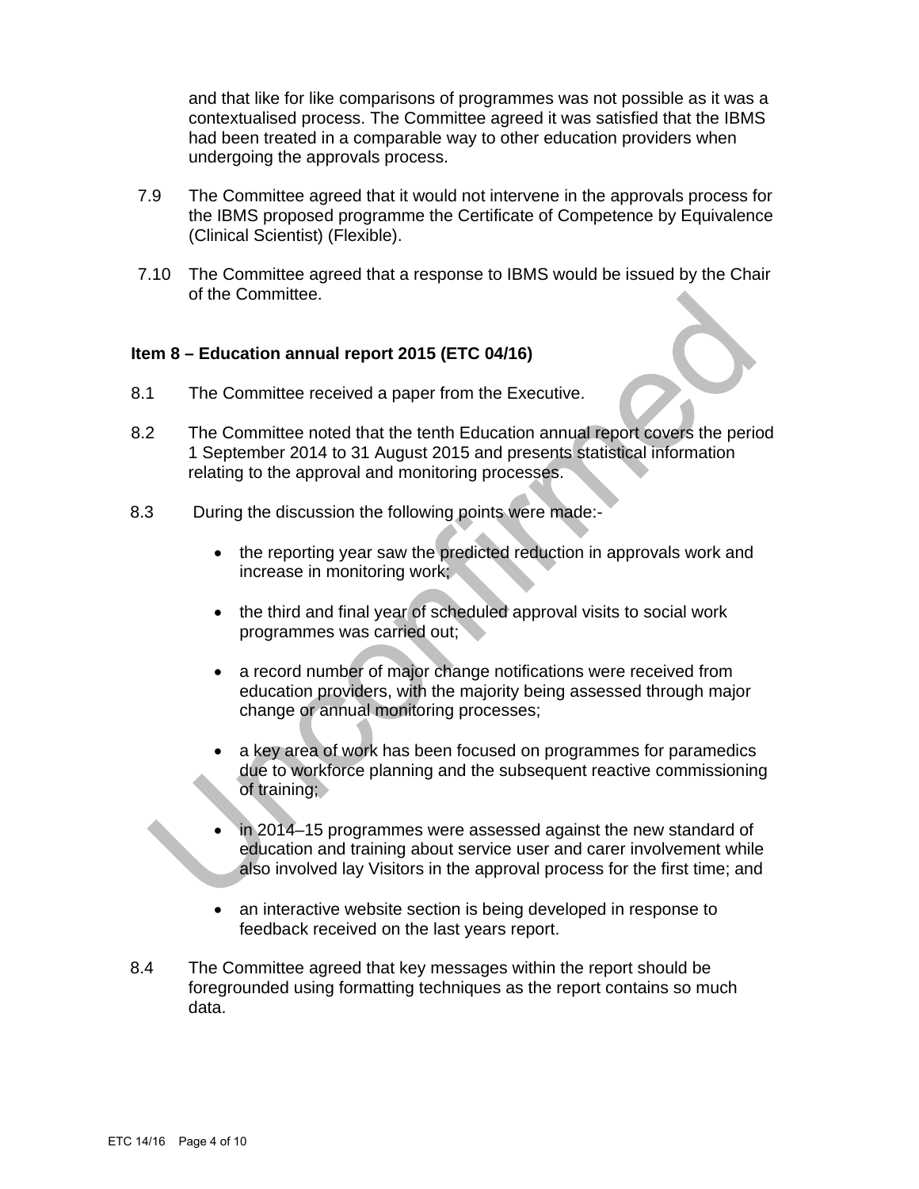and that like for like comparisons of programmes was not possible as it was a contextualised process. The Committee agreed it was satisfied that the IBMS had been treated in a comparable way to other education providers when undergoing the approvals process.

7.9 The Committee agreed that it would not intervene in the approvals process for the IBMS proposed programme the Certificate of Competence by Equivalence (Clinical Scientist) (Flexible).

7.10 The Committee agreed that a response to IBMS would be issued by the Chair of the Committee.

**Item 8 – Education annual report 2015 (ETC 04/16)**

8.1 The Committee received a paper from the Executive.

8.2 The Committee noted that the tenth Education annual report covers the period 1 September 2014 to 31 August 2015 and presents statistical information relating to the approval and monitoring processes.

8.3 During the discussion the following points were made:-

- the reporting year saw the predicted reduction in approvals work and increase in monitoring work;

- the third and final year of scheduled approval visits to social work programmes was carried out;

- a record number of major change notifications were received from education providers, with the majority being assessed through major change or annual monitoring processes;

- a key area of work has been focused on programmes for paramedics due to workforce planning and the subsequent reactive commissioning of training;

- in 2014–15 programmes were assessed against the new standard of education and training about service user and carer involvement while also involved lay Visitors in the approval process for the first time; and

- an interactive website section is being developed in response to feedback received on the last years report.

8.4 The Committee agreed that key messages within the report should be foregrounded using formatting techniques as the report contains so much data.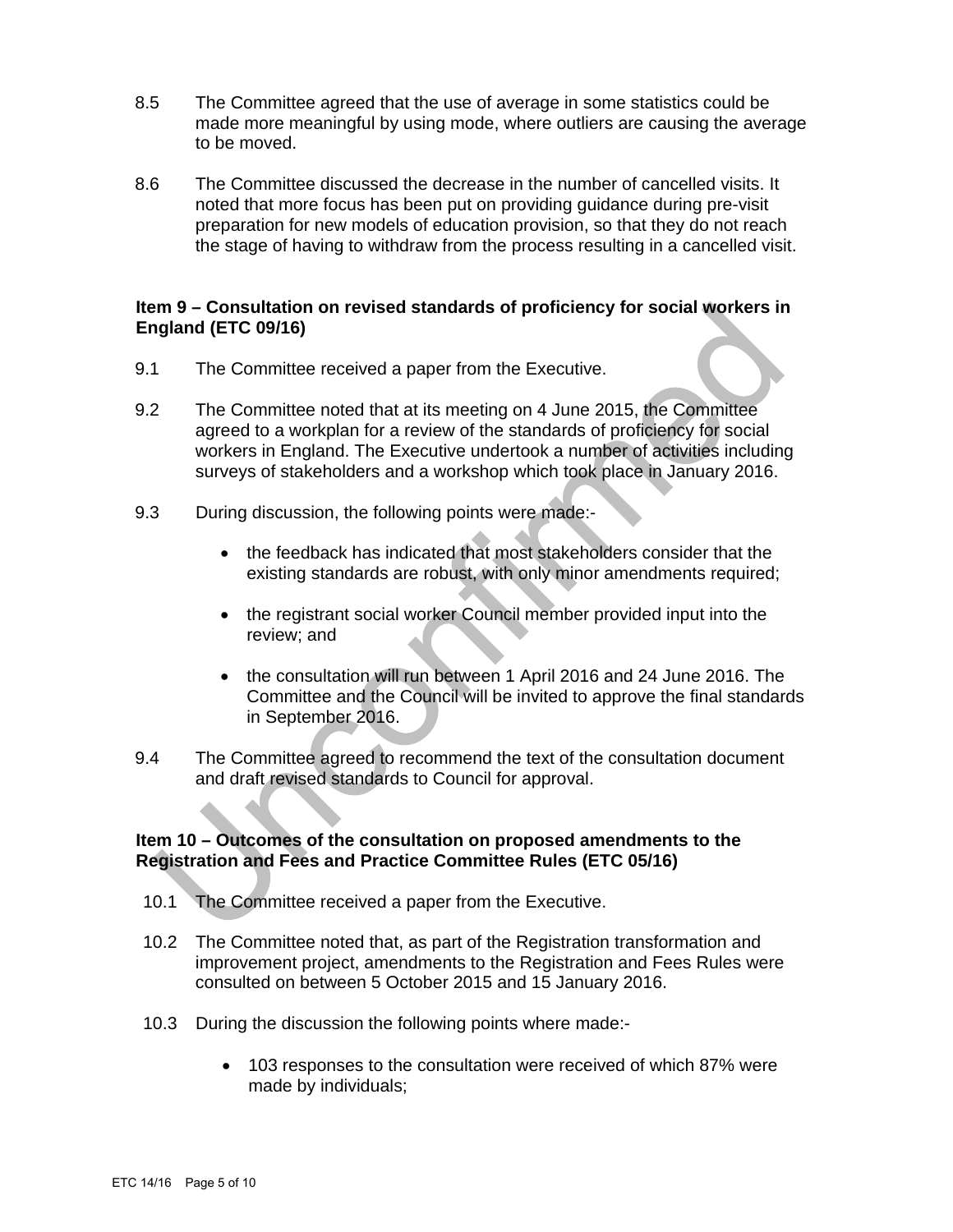8.5 The Committee agreed that the use of average in some statistics could be made more meaningful by using mode, where outliers are causing the average to be moved.

8.6 The Committee discussed the decrease in the number of cancelled visits. It noted that more focus has been put on providing guidance during pre-visit preparation for new models of education provision, so that they do not reach the stage of having to withdraw from the process resulting in a cancelled visit.

**Item 9 – Consultation on revised standards of proficiency for social workers in England (ETC 09/16)**

9.1 The Committee received a paper from the Executive.

9.2 The Committee noted that at its meeting on 4 June 2015, the Committee agreed to a workplan for a review of the standards of proficiency for social workers in England. The Executive undertook a number of activities including surveys of stakeholders and a workshop which took place in January 2016.

9.3 During discussion, the following points were made:-

- the feedback has indicated that most stakeholders consider that the existing standards are robust, with only minor amendments required;
- the registrant social worker Council member provided input into the review; and
- the consultation will run between 1 April 2016 and 24 June 2016. The Committee and the Council will be invited to approve the final standards in September 2016.

9.4 The Committee agreed to recommend the text of the consultation document and draft revised standards to Council for approval.

**Item 10 – Outcomes of the consultation on proposed amendments to the Registration and Fees and Practice Committee Rules (ETC 05/16)**

10.1 The Committee received a paper from the Executive.

10.2 The Committee noted that, as part of the Registration transformation and improvement project, amendments to the Registration and Fees Rules were consulted on between 5 October 2015 and 15 January 2016.

10.3 During the discussion the following points where made:-

- 103 responses to the consultation were received of which 87% were made by individuals;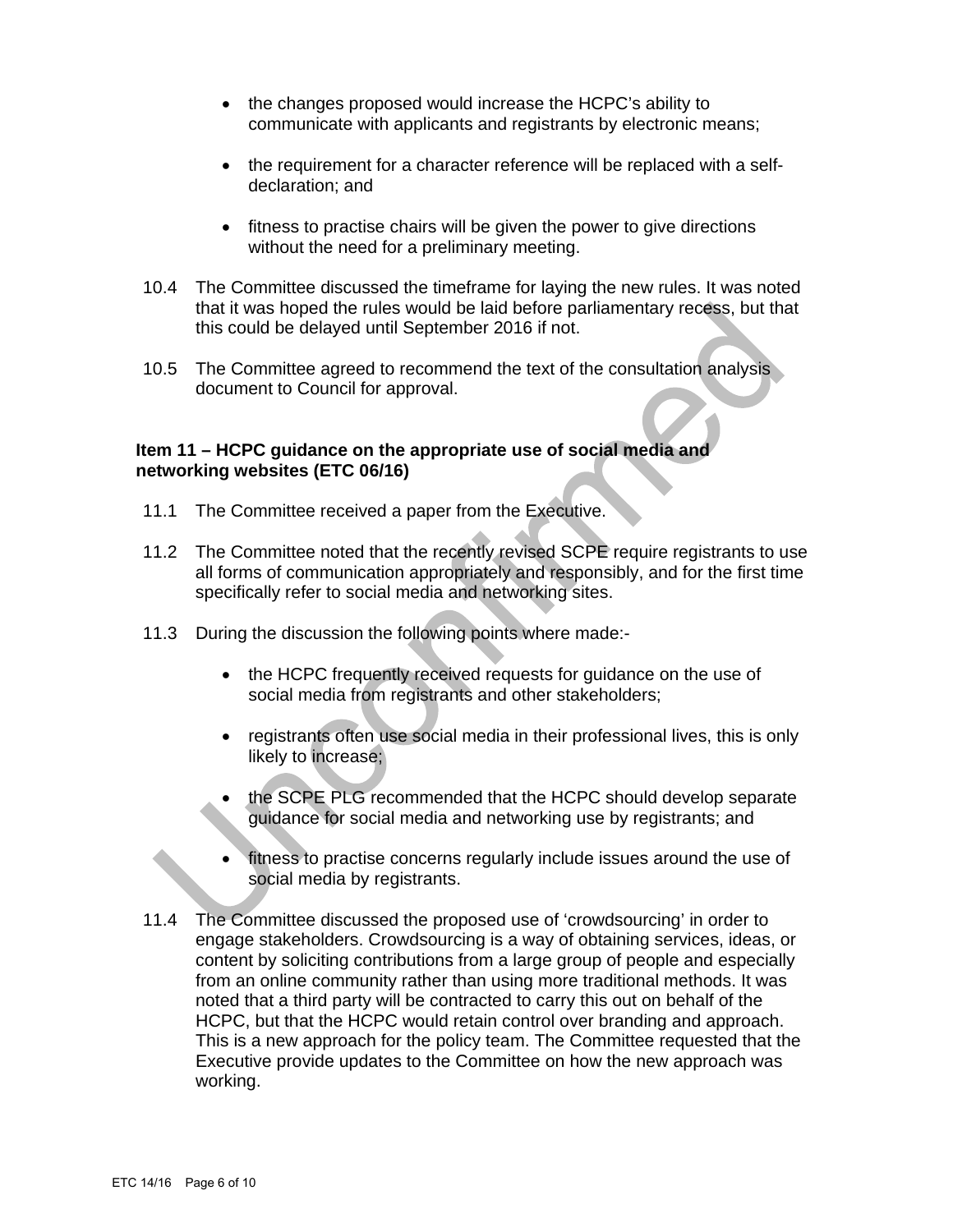- the changes proposed would increase the HCPC's ability to communicate with applicants and registrants by electronic means;

- the requirement for a character reference will be replaced with a self-declaration; and

- fitness to practise chairs will be given the power to give directions without the need for a preliminary meeting.

10.4 The Committee discussed the timeframe for laying the new rules. It was noted that it was hoped the rules would be laid before parliamentary recess, but that this could be delayed until September 2016 if not.

10.5 The Committee agreed to recommend the text of the consultation analysis document to Council for approval.

**Item 11 – HCPC guidance on the appropriate use of social media and networking websites (ETC 06/16)**

11.1 The Committee received a paper from the Executive.

11.2 The Committee noted that the recently revised SCPE require registrants to use all forms of communication appropriately and responsibly, and for the first time specifically refer to social media and networking sites.

11.3 During the discussion the following points where made:-

- the HCPC frequently received requests for guidance on the use of social media from registrants and other stakeholders;

- registrants often use social media in their professional lives, this is only likely to increase;

- the SCPE PLG recommended that the HCPC should develop separate guidance for social media and networking use by registrants; and

- fitness to practise concerns regularly include issues around the use of social media by registrants.

11.4 The Committee discussed the proposed use of 'crowdsourcing' in order to engage stakeholders. Crowdsourcing is a way of obtaining services, ideas, or content by soliciting contributions from a large group of people and especially from an online community rather than using more traditional methods. It was noted that a third party will be contracted to carry this out on behalf of the HCPC, but that the HCPC would retain control over branding and approach. This is a new approach for the policy team. The Committee requested that the Executive provide updates to the Committee on how the new approach was working.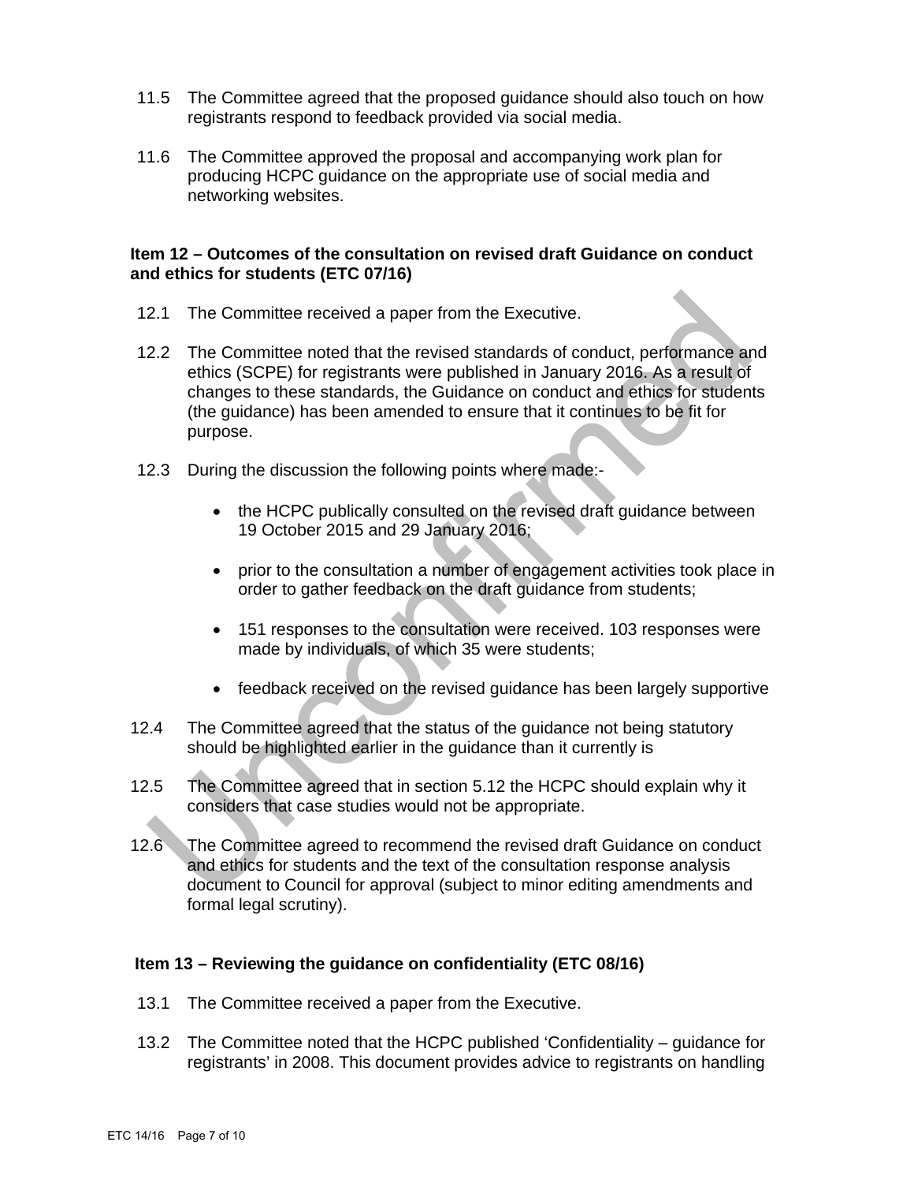11.5 The Committee agreed that the proposed guidance should also touch on how registrants respond to feedback provided via social media.

11.6 The Committee approved the proposal and accompanying work plan for producing HCPC guidance on the appropriate use of social media and networking websites.

**Item 12 – Outcomes of the consultation on revised draft Guidance on conduct and ethics for students (ETC 07/16)**

12.1 The Committee received a paper from the Executive.

12.2 The Committee noted that the revised standards of conduct, performance and ethics (SCPE) for registrants were published in January 2016. As a result of changes to these standards, the Guidance on conduct and ethics for students (the guidance) has been amended to ensure that it continues to be fit for purpose.

12.3 During the discussion the following points where made:-

- the HCPC publically consulted on the revised draft guidance between 19 October 2015 and 29 January 2016;
- prior to the consultation a number of engagement activities took place in order to gather feedback on the draft guidance from students;
- 151 responses to the consultation were received. 103 responses were made by individuals, of which 35 were students;
- feedback received on the revised guidance has been largely supportive

12.4 The Committee agreed that the status of the guidance not being statutory should be highlighted earlier in the guidance than it currently is

12.5 The Committee agreed that in section 5.12 the HCPC should explain why it considers that case studies would not be appropriate.

12.6 The Committee agreed to recommend the revised draft Guidance on conduct and ethics for students and the text of the consultation response analysis document to Council for approval (subject to minor editing amendments and formal legal scrutiny).

**Item 13 – Reviewing the guidance on confidentiality (ETC 08/16)**

13.1 The Committee received a paper from the Executive.

13.2 The Committee noted that the HCPC published 'Confidentiality – guidance for registrants' in 2008. This document provides advice to registrants on handling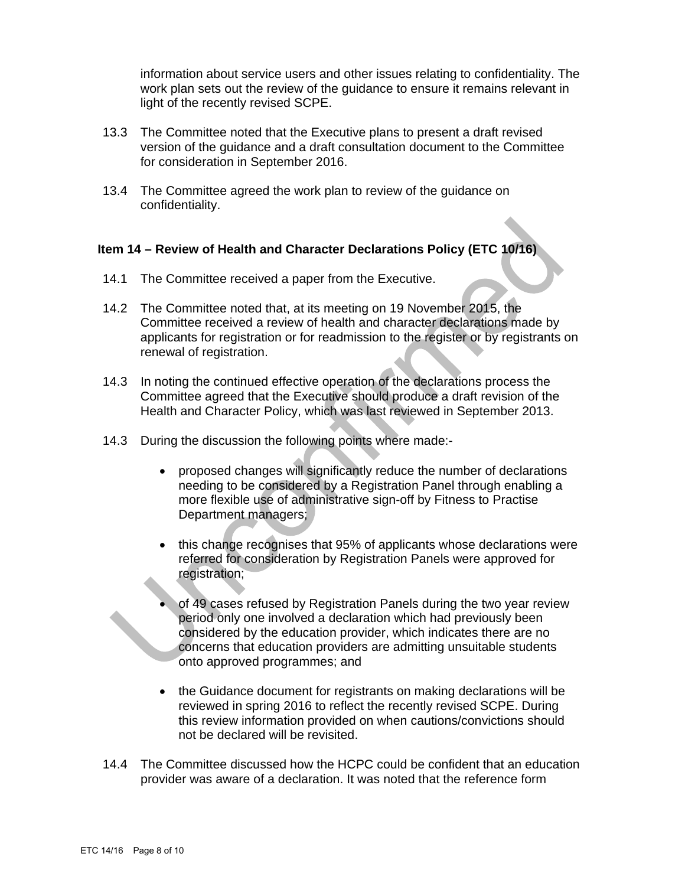information about service users and other issues relating to confidentiality. The work plan sets out the review of the guidance to ensure it remains relevant in light of the recently revised SCPE.

13.3 The Committee noted that the Executive plans to present a draft revised version of the guidance and a draft consultation document to the Committee for consideration in September 2016.

13.4 The Committee agreed the work plan to review of the guidance on confidentiality.

**Item 14 – Review of Health and Character Declarations Policy (ETC 10/16)**

14.1 The Committee received a paper from the Executive.

14.2 The Committee noted that, at its meeting on 19 November 2015, the Committee received a review of health and character declarations made by applicants for registration or for readmission to the register or by registrants on renewal of registration.

14.3 In noting the continued effective operation of the declarations process the Committee agreed that the Executive should produce a draft revision of the Health and Character Policy, which was last reviewed in September 2013.

14.3 During the discussion the following points where made:-

- proposed changes will significantly reduce the number of declarations needing to be considered by a Registration Panel through enabling a more flexible use of administrative sign-off by Fitness to Practise Department managers;

- this change recognises that 95% of applicants whose declarations were referred for consideration by Registration Panels were approved for registration;

- of 49 cases refused by Registration Panels during the two year review period only one involved a declaration which had previously been considered by the education provider, which indicates there are no concerns that education providers are admitting unsuitable students onto approved programmes; and

- the Guidance document for registrants on making declarations will be reviewed in spring 2016 to reflect the recently revised SCPE. During this review information provided on when cautions/convictions should not be declared will be revisited.

14.4 The Committee discussed how the HCPC could be confident that an education provider was aware of a declaration. It was noted that the reference form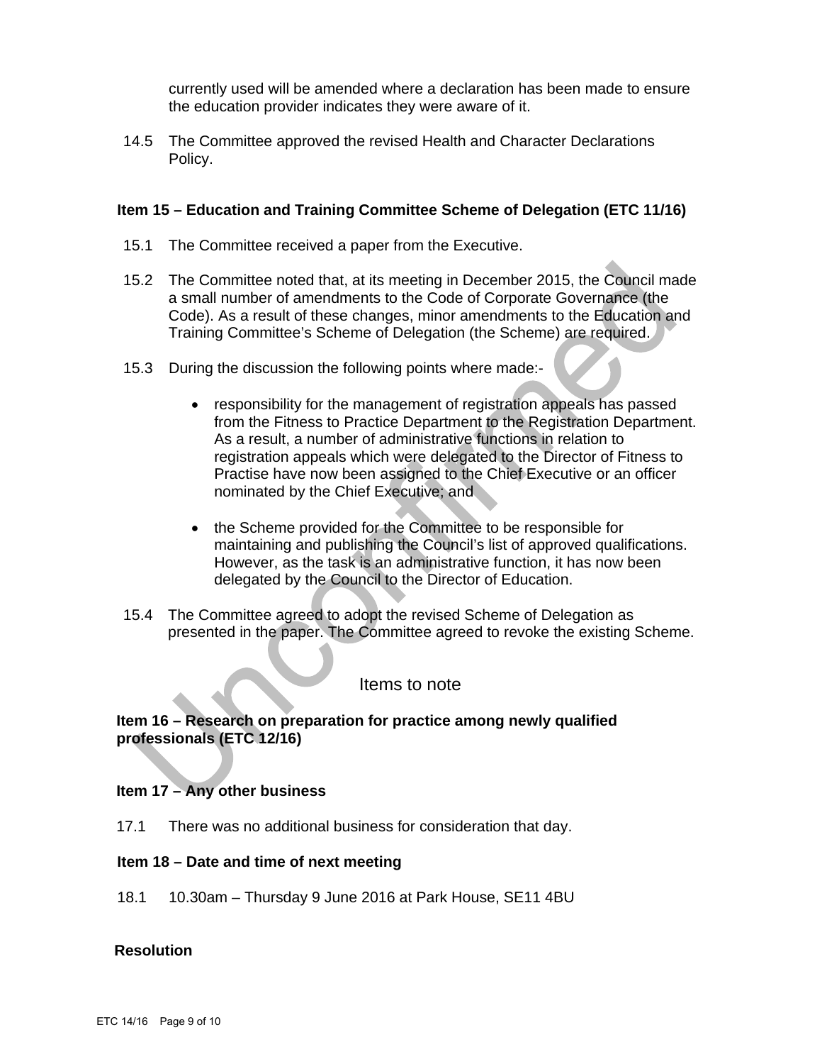currently used will be amended where a declaration has been made to ensure the education provider indicates they were aware of it.

14.5 The Committee approved the revised Health and Character Declarations Policy.

**Item 15 – Education and Training Committee Scheme of Delegation (ETC 11/16)**

15.1 The Committee received a paper from the Executive.

15.2 The Committee noted that, at its meeting in December 2015, the Council made a small number of amendments to the Code of Corporate Governance (the Code). As a result of these changes, minor amendments to the Education and Training Committee's Scheme of Delegation (the Scheme) are required.

15.3 During the discussion the following points where made:-

- responsibility for the management of registration appeals has passed from the Fitness to Practice Department to the Registration Department. As a result, a number of administrative functions in relation to registration appeals which were delegated to the Director of Fitness to Practise have now been assigned to the Chief Executive or an officer nominated by the Chief Executive; and

- the Scheme provided for the Committee to be responsible for maintaining and publishing the Council's list of approved qualifications. However, as the task is an administrative function, it has now been delegated by the Council to the Director of Education.

15.4 The Committee agreed to adopt the revised Scheme of Delegation as presented in the paper. The Committee agreed to revoke the existing Scheme.

## Items to note

**Item 16 – Research on preparation for practice among newly qualified professionals (ETC 12/16)**

**Item 17 – Any other business**

17.1 There was no additional business for consideration that day.

**Item 18 – Date and time of next meeting**

18.1 10.30am – Thursday 9 June 2016 at Park House, SE11 4BU

**Resolution**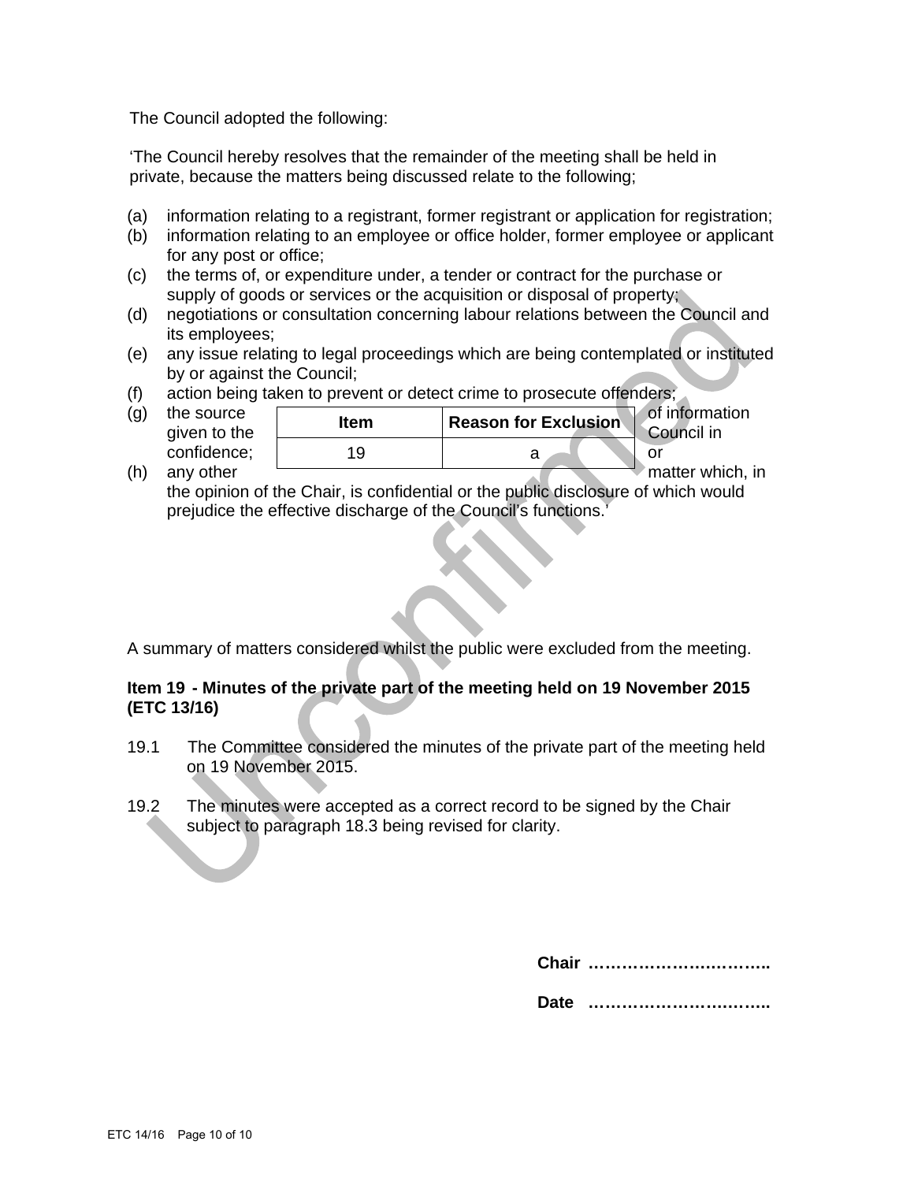The Council adopted the following:

'The Council hereby resolves that the remainder of the meeting shall be held in private, because the matters being discussed relate to the following;

(a) information relating to a registrant, former registrant or application for registration;
(b) information relating to an employee or office holder, former employee or applicant for any post or office;
(c) the terms of, or expenditure under, a tender or contract for the purchase or supply of goods or services or the acquisition or disposal of property;
(d) negotiations or consultation concerning labour relations between the Council and its employees;
(e) any issue relating to legal proceedings which are being contemplated or instituted by or against the Council;
(f) action being taken to prevent or detect crime to prosecute offenders;
(g) the source of information given to the Council in confidence; or
(h) any other matter which, in the opinion of the Chair, is confidential or the public disclosure of which would prejudice the effective discharge of the Council's functions.'

| Item | Reason for Exclusion |
|---|---|
| 19 | a |

Unconfirmed

A summary of matters considered whilst the public were excluded from the meeting.

**Item 19 - Minutes of the private part of the meeting held on 19 November 2015 (ETC 13/16)**

19.1 The Committee considered the minutes of the private part of the meeting held on 19 November 2015.

19.2 The minutes were accepted as a correct record to be signed by the Chair subject to paragraph 18.3 being revised for clarity.

**Chair** ……………………….…..

**Date** ……………………….…..

ETC 14/16